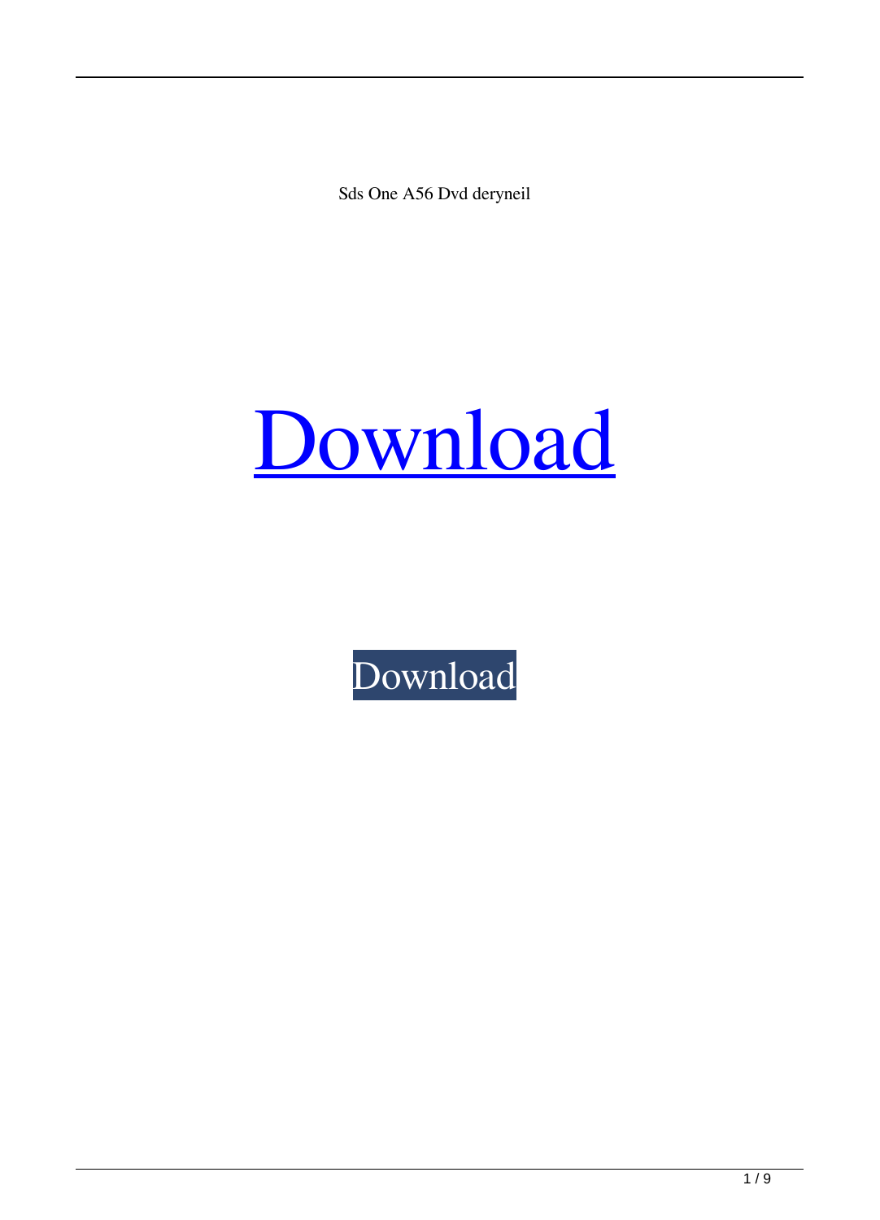Sds One A56 Dvd deryneil

Download

Download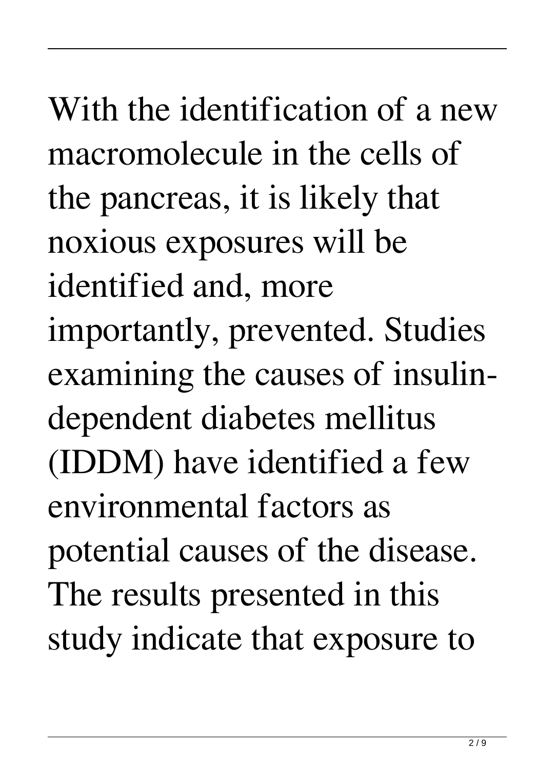With the identification of a new macromolecule in the cells of the pancreas, it is likely that noxious exposures will be identified and, more importantly, prevented. Studies examining the causes of insulin-dependent diabetes mellitus (IDDM) have identified a few environmental factors as potential causes of the disease. The results presented in this study indicate that exposure to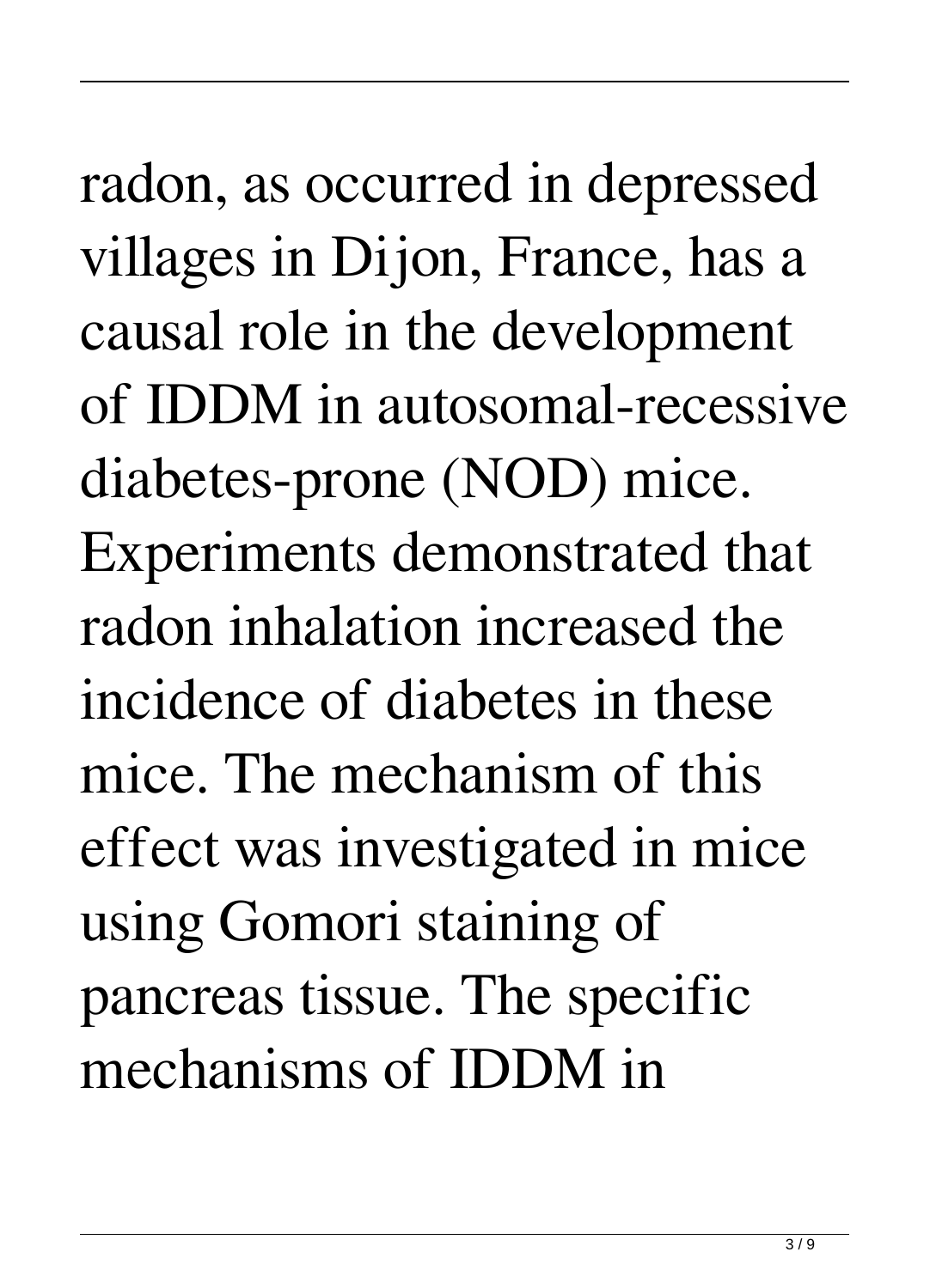radon, as occurred in depressed villages in Dijon, France, has a causal role in the development of IDDM in autosomal-recessive diabetes-prone (NOD) mice. Experiments demonstrated that radon inhalation increased the incidence of diabetes in these mice. The mechanism of this effect was investigated in mice using Gomori staining of pancreas tissue. The specific mechanisms of IDDM in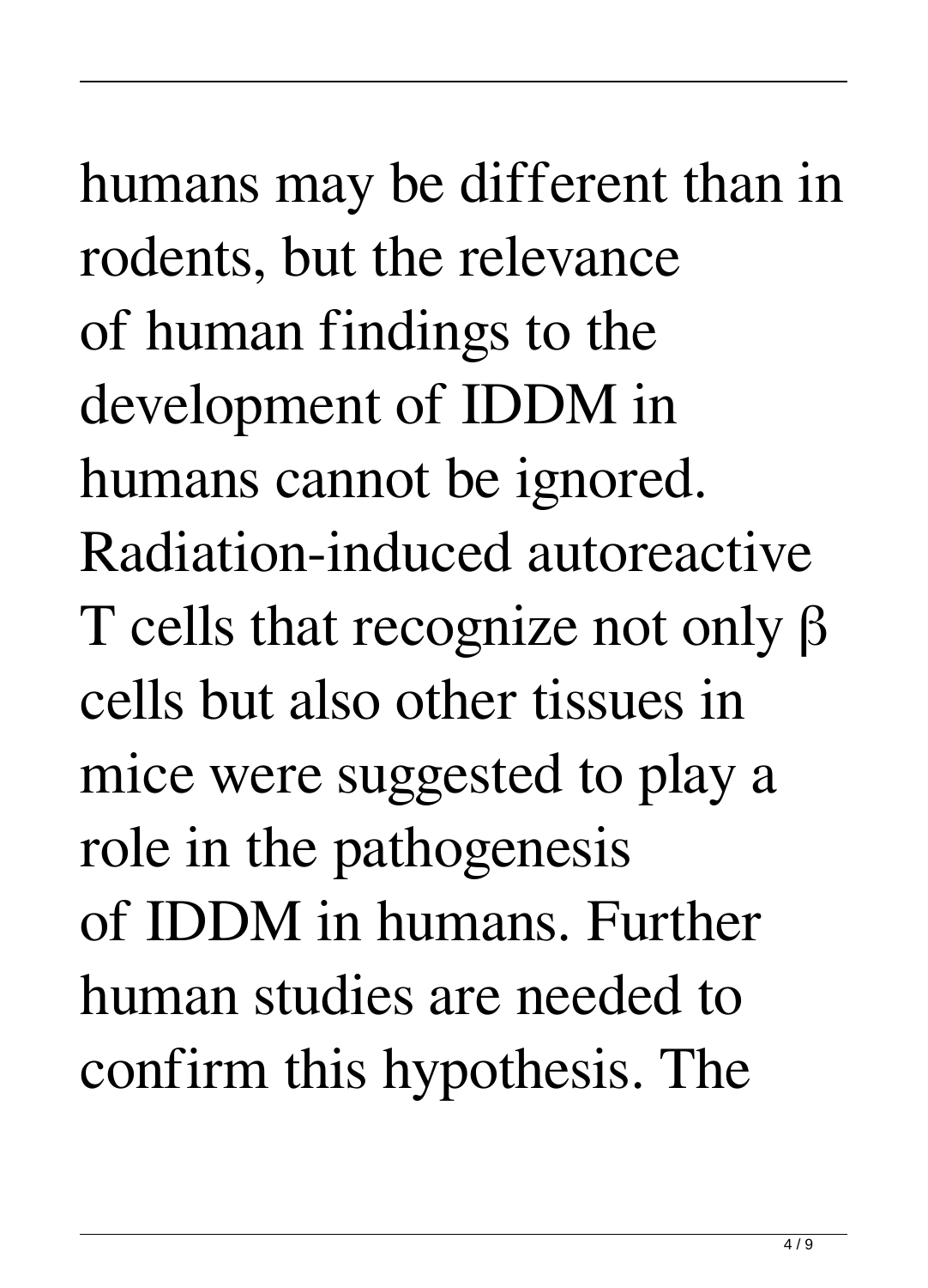humans may be different than in rodents, but the relevance of human findings to the development of IDDM in humans cannot be ignored. Radiation-induced autoreactive T cells that recognize not only β cells but also other tissues in mice were suggested to play a role in the pathogenesis of IDDM in humans. Further human studies are needed to confirm this hypothesis. The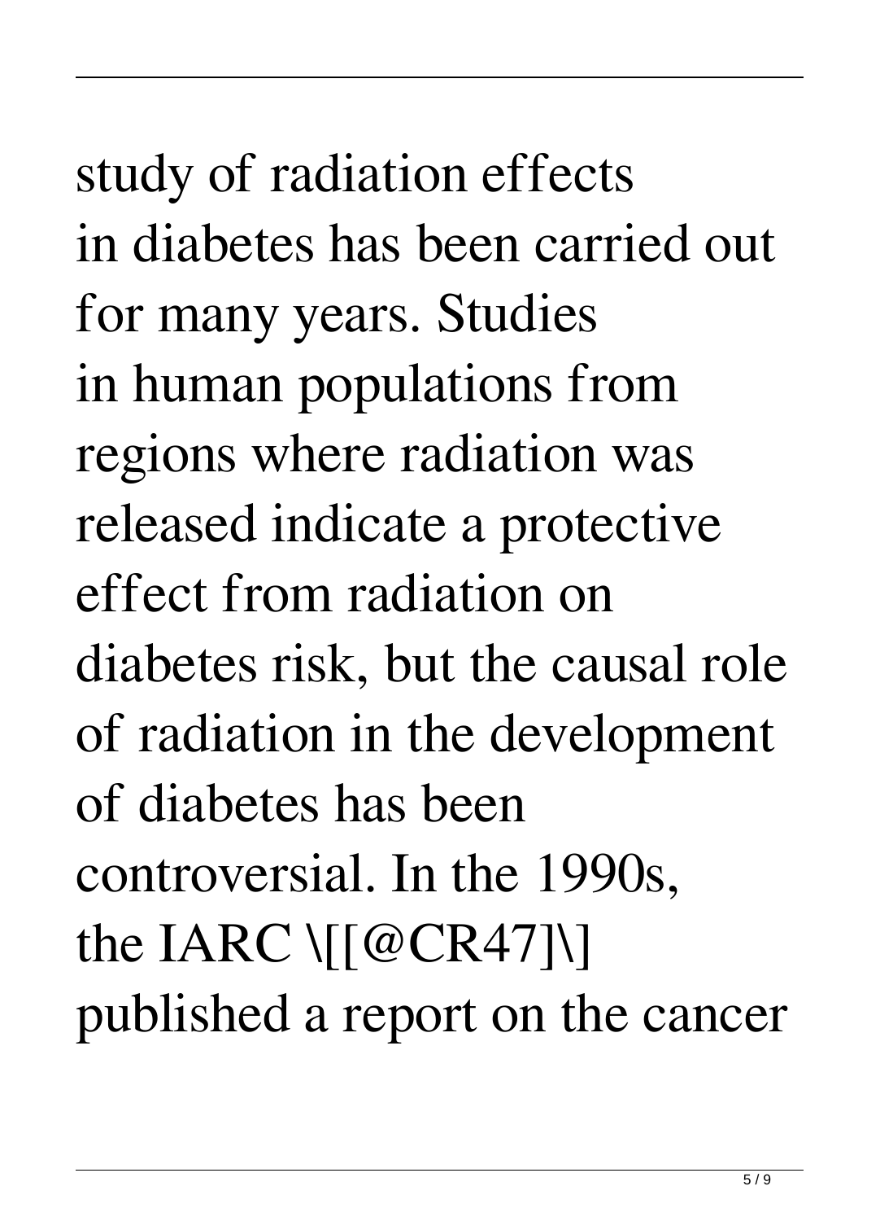study of radiation effects in diabetes has been carried out for many years. Studies in human populations from regions where radiation was released indicate a protective effect from radiation on diabetes risk, but the causal role of radiation in the development of diabetes has been controversial. In the 1990s, the IARC \[[@CR47]\] published a report on the cancer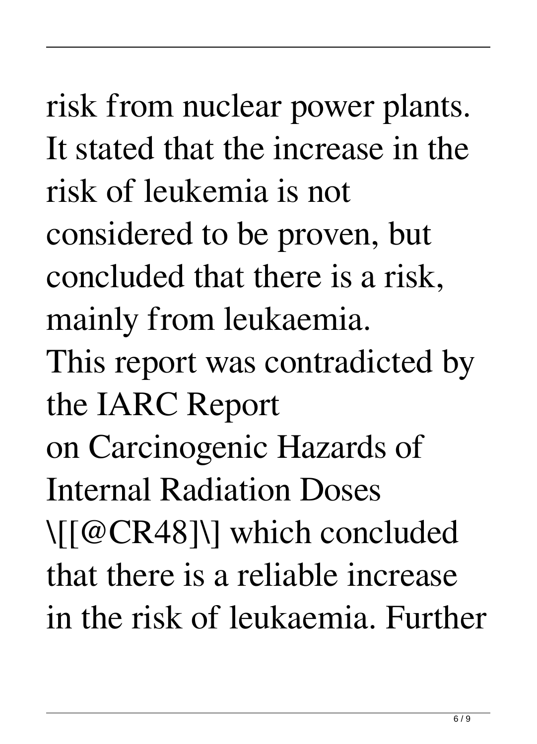risk from nuclear power plants. It stated that the increase in the risk of leukemia is not considered to be proven, but concluded that there is a risk, mainly from leukaemia.

This report was contradicted by the IARC Report on Carcinogenic Hazards of Internal Radiation Doses \[[@CR48]\] which concluded that there is a reliable increase in the risk of leukaemia. Further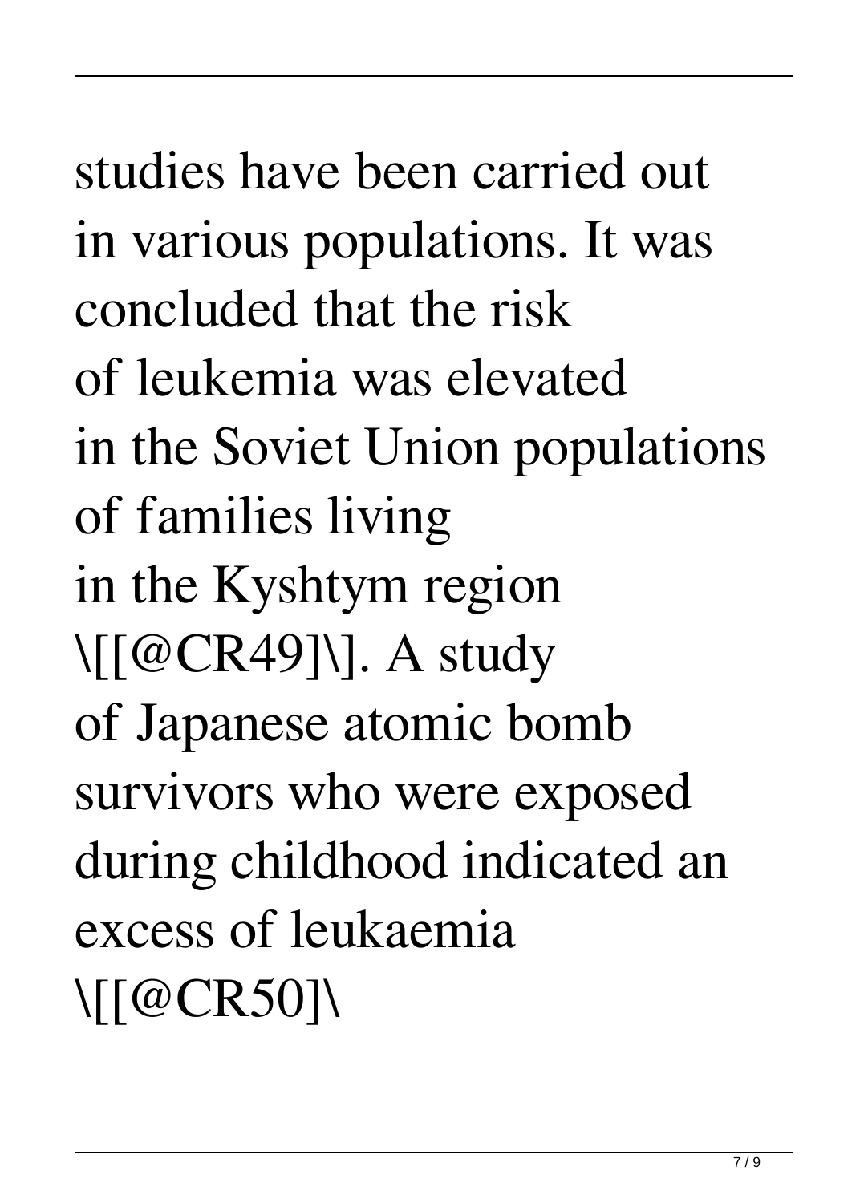studies have been carried out in various populations. It was concluded that the risk of leukemia was elevated in the Soviet Union populations of families living in the Kyshtym region \[[@CR49]\]. A study of Japanese atomic bomb survivors who were exposed during childhood indicated an excess of leukaemia \[[@CR50]\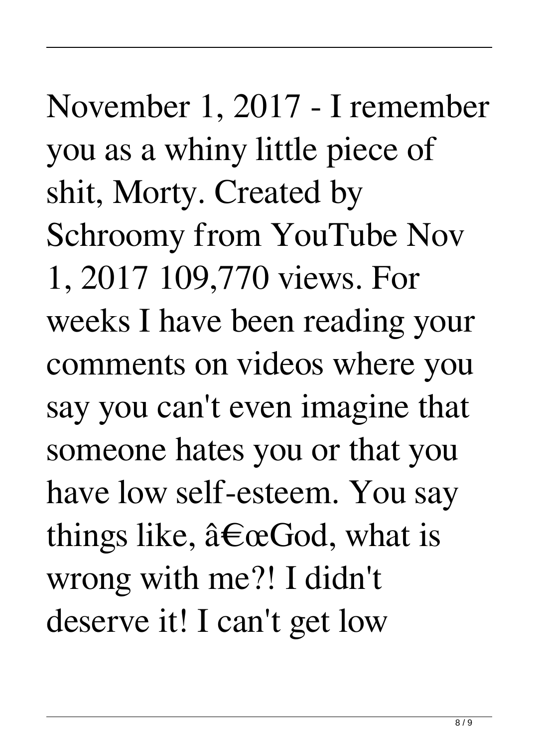November 1, 2017 - I remember you as a whiny little piece of shit, Morty. Created by Schroomy from YouTube Nov 1, 2017 109,770 views. For weeks I have been reading your comments on videos where you say you can't even imagine that someone hates you or that you have low self-esteem. You say things like, â€œGod, what is wrong with me?! I didn't deserve it! I can't get low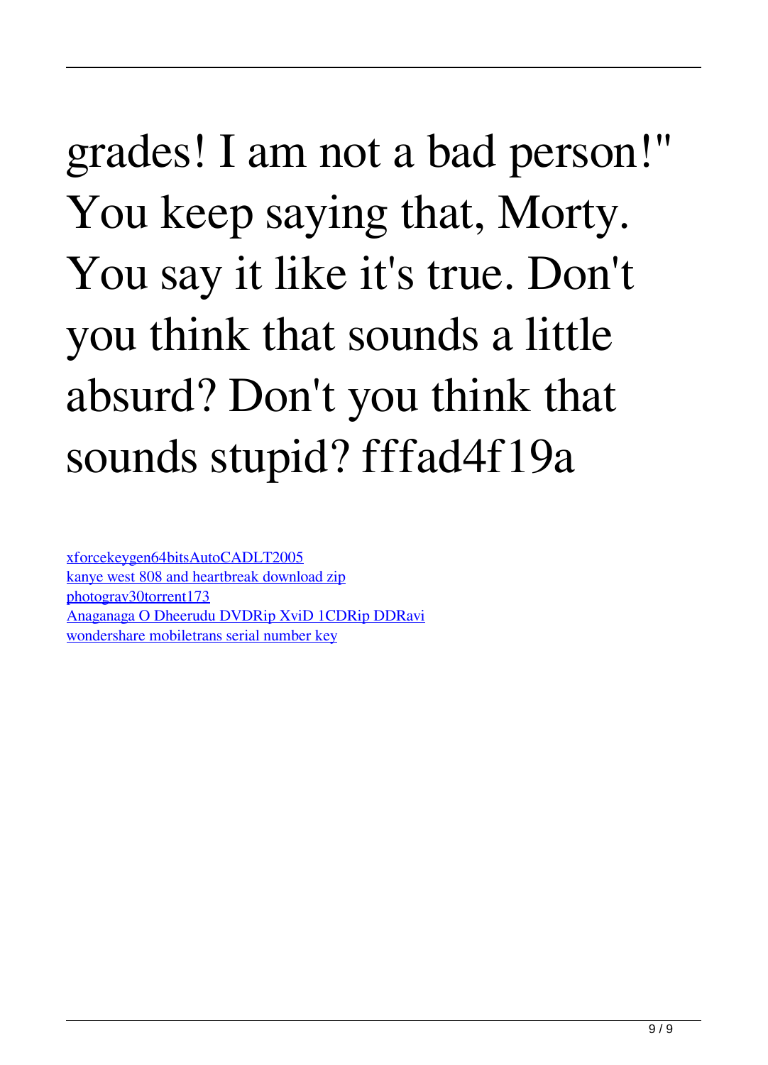grades! I am not a bad person!" You keep saying that, Morty. You say it like it's true. Don't you think that sounds a little absurd? Don't you think that sounds stupid? fffad4f19a

xforcekeygen64bitsAutoCADLT2005
kanye west 808 and heartbreak download zip
photograv30torrent173
Anaganaga O Dheerudu DVDRip XviD 1CDRip DDRavi
wondershare mobiletrans serial number key